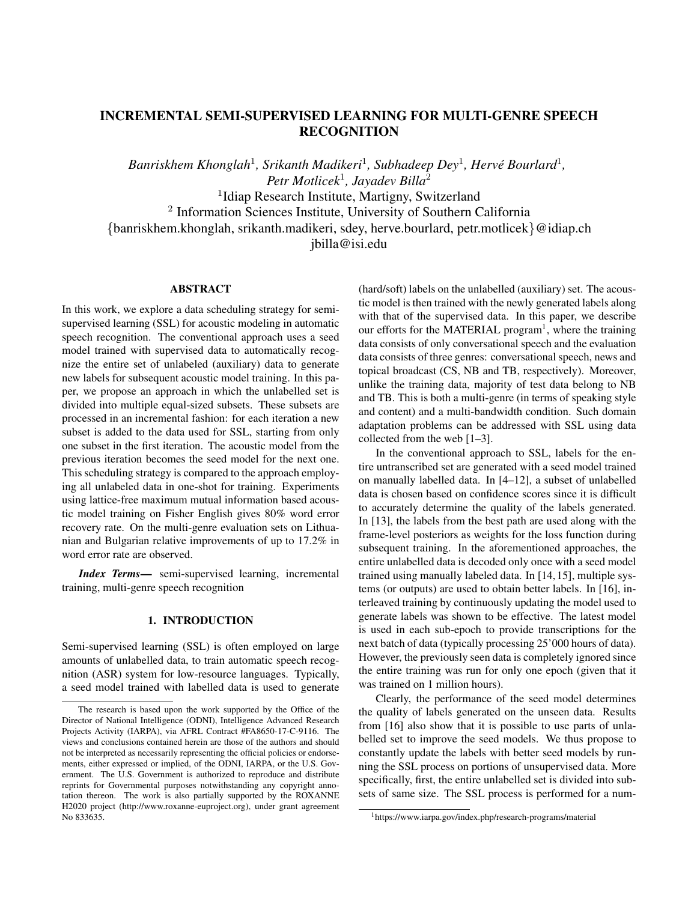# INCREMENTAL SEMI-SUPERVISED LEARNING FOR MULTI-GENRE SPEECH RECOGNITION

*Banriskhem Khonglah*[1], *Srikanth Madikeri*[1], *Subhadeep Dey*[1], *Hervé Bourlard*[1], *Petr Motlicek*[1], *Jayadev Billa*[2]

[1]Idiap Research Institute, Martigny, Switzerland

[2] Information Sciences Institute, University of Southern California

{banriskhem.khonglah, srikanth.madikeri, sdey, herve.bourlard, petr.motlicek}@idiap.ch

jbilla@isi.edu

## ABSTRACT

In this work, we explore a data scheduling strategy for semi-supervised learning (SSL) for acoustic modeling in automatic speech recognition. The conventional approach uses a seed model trained with supervised data to automatically recognize the entire set of unlabeled (auxiliary) data to generate new labels for subsequent acoustic model training. In this paper, we propose an approach in which the unlabelled set is divided into multiple equal-sized subsets. These subsets are processed in an incremental fashion: for each iteration a new subset is added to the data used for SSL, starting from only one subset in the first iteration. The acoustic model from the previous iteration becomes the seed model for the next one. This scheduling strategy is compared to the approach employing all unlabeled data in one-shot for training. Experiments using lattice-free maximum mutual information based acoustic model training on Fisher English gives 80% word error recovery rate. On the multi-genre evaluation sets on Lithuanian and Bulgarian relative improvements of up to 17.2% in word error rate are observed.

***Index Terms—*** semi-supervised learning, incremental training, multi-genre speech recognition

## 1. INTRODUCTION

Semi-supervised learning (SSL) is often employed on large amounts of unlabelled data, to train automatic speech recognition (ASR) system for low-resource languages. Typically, a seed model trained with labelled data is used to generate (hard/soft) labels on the unlabelled (auxiliary) set. The acoustic model is then trained with the newly generated labels along with that of the supervised data. In this paper, we describe our efforts for the MATERIAL program[1], where the training data consists of only conversational speech and the evaluation data consists of three genres: conversational speech, news and topical broadcast (CS, NB and TB, respectively). Moreover, unlike the training data, majority of test data belong to NB and TB. This is both a multi-genre (in terms of speaking style and content) and a multi-bandwidth condition. Such domain adaptation problems can be addressed with SSL using data collected from the web [1–3].

In the conventional approach to SSL, labels for the entire untranscribed set are generated with a seed model trained on manually labelled data. In [4–12], a subset of unlabelled data is chosen based on confidence scores since it is difficult to accurately determine the quality of the labels generated. In [13], the labels from the best path are used along with the frame-level posteriors as weights for the loss function during subsequent training. In the aforementioned approaches, the entire unlabelled data is decoded only once with a seed model trained using manually labeled data. In [14, 15], multiple systems (or outputs) are used to obtain better labels. In [16], interleaved training by continuously updating the model used to generate labels was shown to be effective. The latest model is used in each sub-epoch to provide transcriptions for the next batch of data (typically processing 25'000 hours of data). However, the previously seen data is completely ignored since the entire training was run for only one epoch (given that it was trained on 1 million hours).

Clearly, the performance of the seed model determines the quality of labels generated on the unseen data. Results from [16] also show that it is possible to use parts of unlabelled set to improve the seed models. We thus propose to constantly update the labels with better seed models by running the SSL process on portions of unsupervised data. More specifically, first, the entire unlabelled set is divided into subsets of same size. The SSL process is performed for a num-

---

The research is based upon the work supported by the Office of the Director of National Intelligence (ODNI), Intelligence Advanced Research Projects Activity (IARPA), via AFRL Contract #FA8650-17-C-9116. The views and conclusions contained herein are those of the authors and should not be interpreted as necessarily representing the official policies or endorsements, either expressed or implied, of the ODNI, IARPA, or the U.S. Government. The U.S. Government is authorized to reproduce and distribute reprints for Governmental purposes notwithstanding any copyright annotation thereon. The work is also partially supported by the ROXANNE H2020 project (http://www.roxanne-euproject.org), under grant agreement No 833635.

[1]https://www.iarpa.gov/index.php/research-programs/material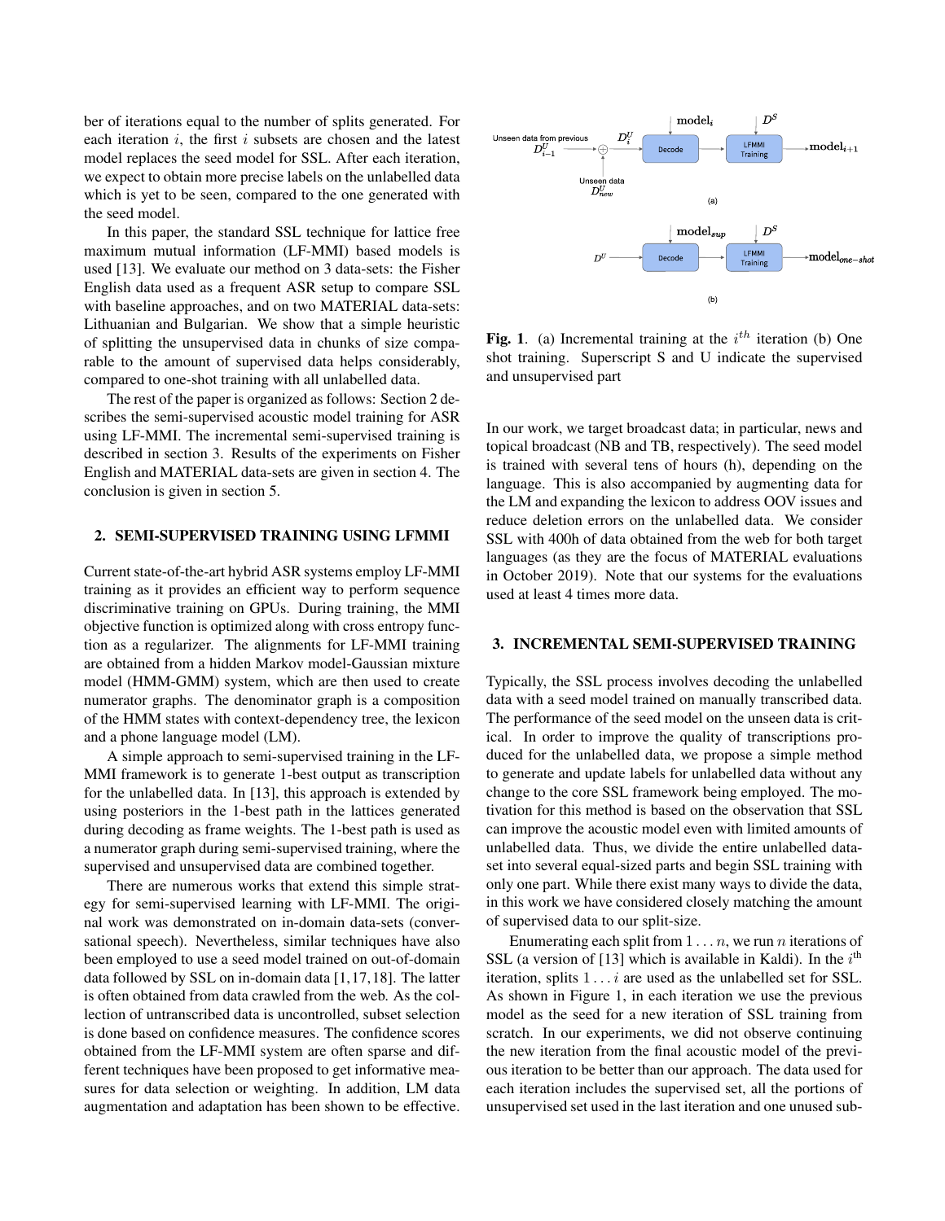ber of iterations equal to the number of splits generated. For each iteration $i$, the first $i$ subsets are chosen and the latest model replaces the seed model for SSL. After each iteration, we expect to obtain more precise labels on the unlabelled data which is yet to be seen, compared to the one generated with the seed model.

In this paper, the standard SSL technique for lattice free maximum mutual information (LF-MMI) based models is used [13]. We evaluate our method on 3 data-sets: the Fisher English data used as a frequent ASR setup to compare SSL with baseline approaches, and on two MATERIAL data-sets: Lithuanian and Bulgarian. We show that a simple heuristic of splitting the unsupervised data in chunks of size comparable to the amount of supervised data helps considerably, compared to one-shot training with all unlabelled data.

The rest of the paper is organized as follows: Section 2 describes the semi-supervised acoustic model training for ASR using LF-MMI. The incremental semi-supervised training is described in section 3. Results of the experiments on Fisher English and MATERIAL data-sets are given in section 4. The conclusion is given in section 5.

## 2. SEMI-SUPERVISED TRAINING USING LFMMI

Current state-of-the-art hybrid ASR systems employ LF-MMI training as it provides an efficient way to perform sequence discriminative training on GPUs. During training, the MMI objective function is optimized along with cross entropy function as a regularizer. The alignments for LF-MMI training are obtained from a hidden Markov model-Gaussian mixture model (HMM-GMM) system, which are then used to create numerator graphs. The denominator graph is a composition of the HMM states with context-dependency tree, the lexicon and a phone language model (LM).

A simple approach to semi-supervised training in the LF-MMI framework is to generate 1-best output as transcription for the unlabelled data. In [13], this approach is extended by using posteriors in the 1-best path in the lattices generated during decoding as frame weights. The 1-best path is used as a numerator graph during semi-supervised training, where the supervised and unsupervised data are combined together.

There are numerous works that extend this simple strategy for semi-supervised learning with LF-MMI. The original work was demonstrated on in-domain data-sets (conversational speech). Nevertheless, similar techniques have also been employed to use a seed model trained on out-of-domain data followed by SSL on in-domain data [1,17,18]. The latter is often obtained from data crawled from the web. As the collection of untranscribed data is uncontrolled, subset selection is done based on confidence measures. The confidence scores obtained from the LF-MMI system are often sparse and different techniques have been proposed to get informative measures for data selection or weighting. In addition, LM data augmentation and adaptation has been shown to be effective.

**Fig. 1**. (a) Incremental training at the $i^{th}$ iteration (b) One shot training. Superscript S and U indicate the supervised and unsupervised part

In our work, we target broadcast data; in particular, news and topical broadcast (NB and TB, respectively). The seed model is trained with several tens of hours (h), depending on the language. This is also accompanied by augmenting data for the LM and expanding the lexicon to address OOV issues and reduce deletion errors on the unlabelled data. We consider SSL with 400h of data obtained from the web for both target languages (as they are the focus of MATERIAL evaluations in October 2019). Note that our systems for the evaluations used at least 4 times more data.

## 3. INCREMENTAL SEMI-SUPERVISED TRAINING

Typically, the SSL process involves decoding the unlabelled data with a seed model trained on manually transcribed data. The performance of the seed model on the unseen data is critical. In order to improve the quality of transcriptions produced for the unlabelled data, we propose a simple method to generate and update labels for unlabelled data without any change to the core SSL framework being employed. The motivation for this method is based on the observation that SSL can improve the acoustic model even with limited amounts of unlabelled data. Thus, we divide the entire unlabelled dataset into several equal-sized parts and begin SSL training with only one part. While there exist many ways to divide the data, in this work we have considered closely matching the amount of supervised data to our split-size.

Enumerating each split from $1 \dots n$, we run $n$ iterations of SSL (a version of [13] which is available in Kaldi). In the $i^{\text{th}}$ iteration, splits $1 \dots i$ are used as the unlabelled set for SSL. As shown in Figure 1, in each iteration we use the previous model as the seed for a new iteration of SSL training from scratch. In our experiments, we did not observe continuing the new iteration from the final acoustic model of the previous iteration to be better than our approach. The data used for each iteration includes the supervised set, all the portions of unsupervised set used in the last iteration and one unused sub-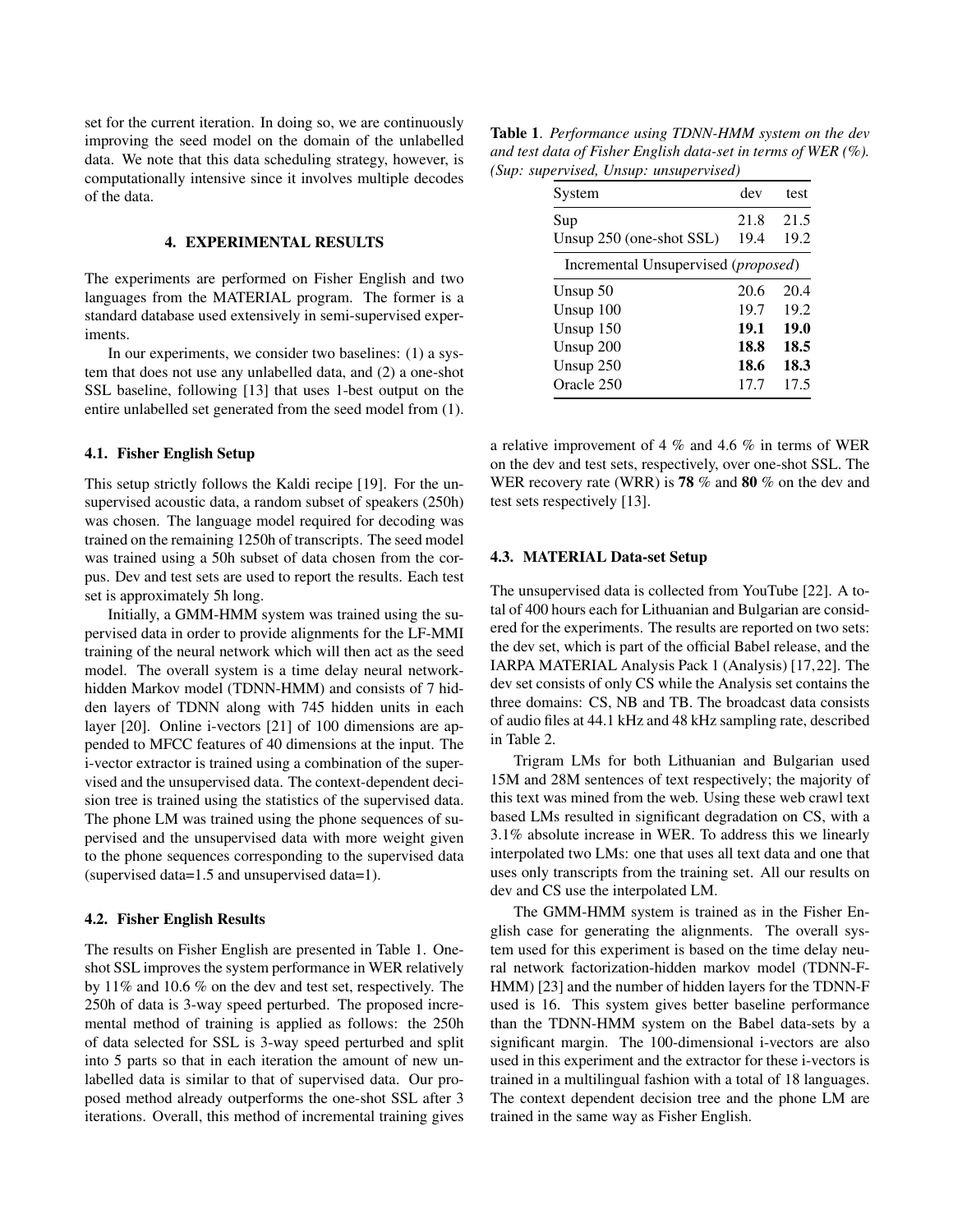set for the current iteration. In doing so, we are continuously improving the seed model on the domain of the unlabelled data. We note that this data scheduling strategy, however, is computationally intensive since it involves multiple decodes of the data.

## 4. EXPERIMENTAL RESULTS

The experiments are performed on Fisher English and two languages from the MATERIAL program. The former is a standard database used extensively in semi-supervised experiments.

In our experiments, we consider two baselines: (1) a system that does not use any unlabelled data, and (2) a one-shot SSL baseline, following [13] that uses 1-best output on the entire unlabelled set generated from the seed model from (1).

### 4.1. Fisher English Setup

This setup strictly follows the Kaldi recipe [19]. For the unsupervised acoustic data, a random subset of speakers (250h) was chosen. The language model required for decoding was trained on the remaining 1250h of transcripts. The seed model was trained using a 50h subset of data chosen from the corpus. Dev and test sets are used to report the results. Each test set is approximately 5h long.

Initially, a GMM-HMM system was trained using the supervised data in order to provide alignments for the LF-MMI training of the neural network which will then act as the seed model. The overall system is a time delay neural network-hidden Markov model (TDNN-HMM) and consists of 7 hidden layers of TDNN along with 745 hidden units in each layer [20]. Online i-vectors [21] of 100 dimensions are appended to MFCC features of 40 dimensions at the input. The i-vector extractor is trained using a combination of the supervised and the unsupervised data. The context-dependent decision tree is trained using the statistics of the supervised data. The phone LM was trained using the phone sequences of supervised and the unsupervised data with more weight given to the phone sequences corresponding to the supervised data (supervised data=1.5 and unsupervised data=1).

### 4.2. Fisher English Results

The results on Fisher English are presented in Table 1. One-shot SSL improves the system performance in WER relatively by 11% and 10.6 % on the dev and test set, respectively. The 250h of data is 3-way speed perturbed. The proposed incremental method of training is applied as follows: the 250h of data selected for SSL is 3-way speed perturbed and split into 5 parts so that in each iteration the amount of new unlabelled data is similar to that of supervised data. Our proposed method already outperforms the one-shot SSL after 3 iterations. Overall, this method of incremental training gives a relative improvement of 4 % and 4.6 % in terms of WER on the dev and test sets, respectively, over one-shot SSL. The WER recovery rate (WRR) is **78** % and **80** % on the dev and test sets respectively [13].

**Table 1**. *Performance using TDNN-HMM system on the dev and test data of Fisher English data-set in terms of WER (%). (Sup: supervised, Unsup: unsupervised)*

| System | dev | test |
|---|---|---|
| Sup | 21.8 | 21.5 |
| Unsup 250 (one-shot SSL) | 19.4 | 19.2 |
| Incremental Unsupervised (*proposed*) | | |
| Unsup 50 | 20.6 | 20.4 |
| Unsup 100 | 19.7 | 19.2 |
| Unsup 150 | **19.1** | **19.0** |
| Unsup 200 | **18.8** | **18.5** |
| Unsup 250 | **18.6** | **18.3** |
| Oracle 250 | 17.7 | 17.5 |

### 4.3. MATERIAL Data-set Setup

The unsupervised data is collected from YouTube [22]. A total of 400 hours each for Lithuanian and Bulgarian are considered for the experiments. The results are reported on two sets: the dev set, which is part of the official Babel release, and the IARPA MATERIAL Analysis Pack 1 (Analysis) [17,22]. The dev set consists of only CS while the Analysis set contains the three domains: CS, NB and TB. The broadcast data consists of audio files at 44.1 kHz and 48 kHz sampling rate, described in Table 2.

Trigram LMs for both Lithuanian and Bulgarian used 15M and 28M sentences of text respectively; the majority of this text was mined from the web. Using these web crawl text based LMs resulted in significant degradation on CS, with a 3.1% absolute increase in WER. To address this we linearly interpolated two LMs: one that uses all text data and one that uses only transcripts from the training set. All our results on dev and CS use the interpolated LM.

The GMM-HMM system is trained as in the Fisher English case for generating the alignments. The overall system used for this experiment is based on the time delay neural network factorization-hidden markov model (TDNN-F-HMM) [23] and the number of hidden layers for the TDNN-F used is 16. This system gives better baseline performance than the TDNN-HMM system on the Babel data-sets by a significant margin. The 100-dimensional i-vectors are also used in this experiment and the extractor for these i-vectors is trained in a multilingual fashion with a total of 18 languages. The context dependent decision tree and the phone LM are trained in the same way as Fisher English.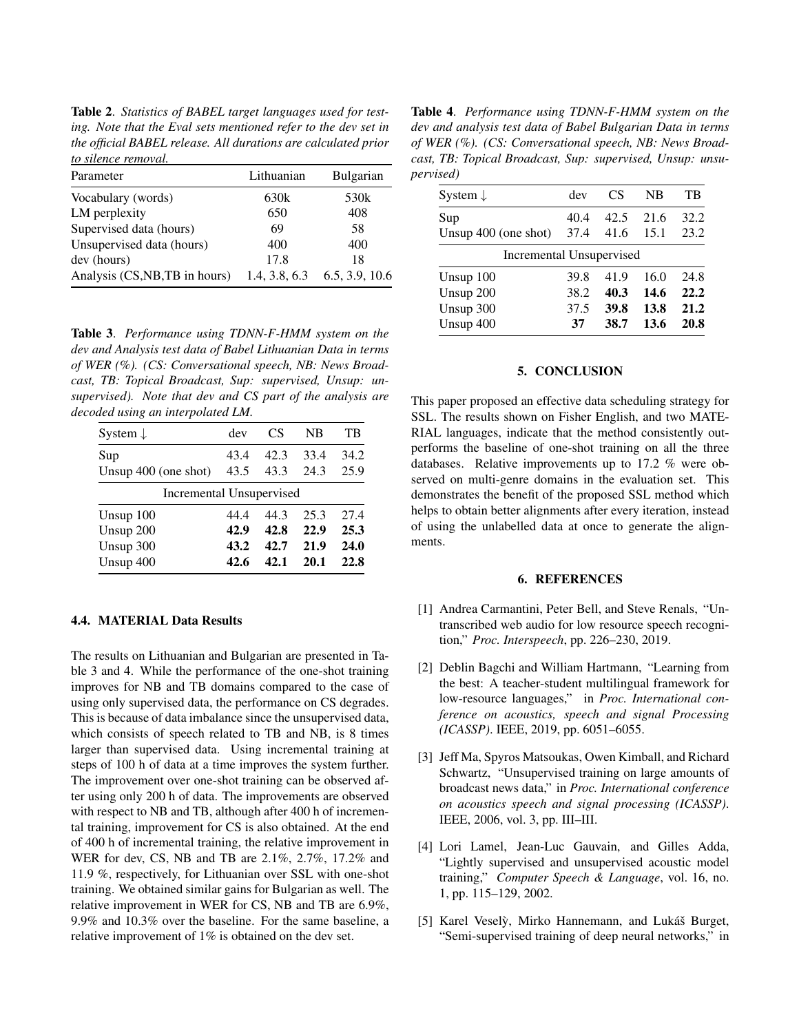**Table 2**. *Statistics of BABEL target languages used for testing. Note that the Eval sets mentioned refer to the dev set in the official BABEL release. All durations are calculated prior to silence removal.*

| Parameter | Lithuanian | Bulgarian |
|---|---|---|
| Vocabulary (words) | 630k | 530k |
| LM perplexity | 650 | 408 |
| Supervised data (hours) | 69 | 58 |
| Unsupervised data (hours) | 400 | 400 |
| dev (hours) | 17.8 | 18 |
| Analysis (CS,NB,TB in hours) | 1.4, 3.8, 6.3 | 6.5, 3.9, 10.6 |

**Table 3**. *Performance using TDNN-F-HMM system on the dev and Analysis test data of Babel Lithuanian Data in terms of WER (%). (CS: Conversational speech, NB: News Broadcast, TB: Topical Broadcast, Sup: supervised, Unsup: unsupervised). Note that dev and CS part of the analysis are decoded using an interpolated LM.*

| System ↓ | dev | CS | NB | TB |
|---|---|---|---|---|
| Sup | 43.4 | 42.3 | 33.4 | 34.2 |
| Unsup 400 (one shot) | 43.5 | 43.3 | 24.3 | 25.9 |
| Incremental Unsupervised | | | | |
| Unsup 100 | 44.4 | 44.3 | 25.3 | 27.4 |
| Unsup 200 | **42.9** | **42.8** | **22.9** | **25.3** |
| Unsup 300 | **43.2** | **42.7** | **21.9** | **24.0** |
| Unsup 400 | **42.6** | **42.1** | **20.1** | **22.8** |

### 4.4. MATERIAL Data Results

The results on Lithuanian and Bulgarian are presented in Table 3 and 4. While the performance of the one-shot training improves for NB and TB domains compared to the case of using only supervised data, the performance on CS degrades. This is because of data imbalance since the unsupervised data, which consists of speech related to TB and NB, is 8 times larger than supervised data. Using incremental training at steps of 100 h of data at a time improves the system further. The improvement over one-shot training can be observed after using only 200 h of data. The improvements are observed with respect to NB and TB, although after 400 h of incremental training, improvement for CS is also obtained. At the end of 400 h of incremental training, the relative improvement in WER for dev, CS, NB and TB are 2.1%, 2.7%, 17.2% and 11.9 %, respectively, for Lithuanian over SSL with one-shot training. We obtained similar gains for Bulgarian as well. The relative improvement in WER for CS, NB and TB are 6.9%, 9.9% and 10.3% over the baseline. For the same baseline, a relative improvement of 1% is obtained on the dev set.

**Table 4**. *Performance using TDNN-F-HMM system on the dev and analysis test data of Babel Bulgarian Data in terms of WER (%). (CS: Conversational speech, NB: News Broadcast, TB: Topical Broadcast, Sup: supervised, Unsup: unsupervised)*

| System ↓ | dev | CS | NB | TB |
|---|---|---|---|---|
| Sup | 40.4 | 42.5 | 21.6 | 32.2 |
| Unsup 400 (one shot) | 37.4 | 41.6 | 15.1 | 23.2 |
| Incremental Unsupervised | | | | |
| Unsup 100 | 39.8 | 41.9 | 16.0 | 24.8 |
| Unsup 200 | 38.2 | **40.3** | **14.6** | **22.2** |
| Unsup 300 | 37.5 | **39.8** | **13.8** | **21.2** |
| Unsup 400 | **37** | **38.7** | **13.6** | **20.8** |

## 5. CONCLUSION

This paper proposed an effective data scheduling strategy for SSL. The results shown on Fisher English, and two MATERIAL languages, indicate that the method consistently outperforms the baseline of one-shot training on all the three databases. Relative improvements up to 17.2 % were observed on multi-genre domains in the evaluation set. This demonstrates the benefit of the proposed SSL method which helps to obtain better alignments after every iteration, instead of using the unlabelled data at once to generate the alignments.

## 6. REFERENCES

[1] Andrea Carmantini, Peter Bell, and Steve Renals, "Untranscribed web audio for low resource speech recognition," *Proc. Interspeech*, pp. 226–230, 2019.

[2] Deblin Bagchi and William Hartmann, "Learning from the best: A teacher-student multilingual framework for low-resource languages," in *Proc. International conference on acoustics, speech and signal Processing (ICASSP)*. IEEE, 2019, pp. 6051–6055.

[3] Jeff Ma, Spyros Matsoukas, Owen Kimball, and Richard Schwartz, "Unsupervised training on large amounts of broadcast news data," in *Proc. International conference on acoustics speech and signal processing (ICASSP)*. IEEE, 2006, vol. 3, pp. III–III.

[4] Lori Lamel, Jean-Luc Gauvain, and Gilles Adda, "Lightly supervised and unsupervised acoustic model training," *Computer Speech & Language*, vol. 16, no. 1, pp. 115–129, 2002.

[5] Karel Veselỳ, Mirko Hannemann, and Lukáš Burget, "Semi-supervised training of deep neural networks," in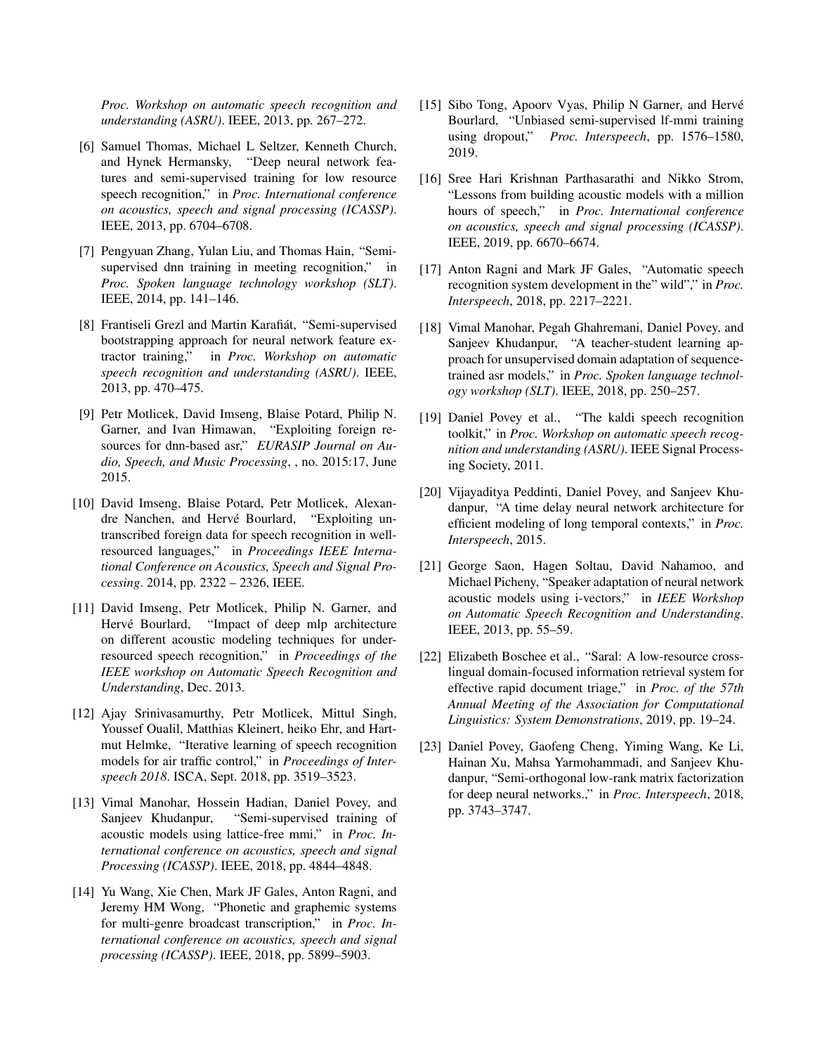*Proc. Workshop on automatic speech recognition and understanding (ASRU)*. IEEE, 2013, pp. 267–272.

[6] Samuel Thomas, Michael L Seltzer, Kenneth Church, and Hynek Hermansky, "Deep neural network features and semi-supervised training for low resource speech recognition," in *Proc. International conference on acoustics, speech and signal processing (ICASSP)*. IEEE, 2013, pp. 6704–6708.

[7] Pengyuan Zhang, Yulan Liu, and Thomas Hain, "Semi-supervised dnn training in meeting recognition," in *Proc. Spoken language technology workshop (SLT)*. IEEE, 2014, pp. 141–146.

[8] Frantiseli Grezl and Martin Karafiát, "Semi-supervised bootstrapping approach for neural network feature extractor training," in *Proc. Workshop on automatic speech recognition and understanding (ASRU)*. IEEE, 2013, pp. 470–475.

[9] Petr Motlicek, David Imseng, Blaise Potard, Philip N. Garner, and Ivan Himawan, "Exploiting foreign resources for dnn-based asr," *EURASIP Journal on Audio, Speech, and Music Processing*, , no. 2015:17, June 2015.

[10] David Imseng, Blaise Potard, Petr Motlicek, Alexandre Nanchen, and Hervé Bourlard, "Exploiting untranscribed foreign data for speech recognition in well-resourced languages," in *Proceedings IEEE International Conference on Acoustics, Speech and Signal Processing*. 2014, pp. 2322 – 2326, IEEE.

[11] David Imseng, Petr Motlicek, Philip N. Garner, and Hervé Bourlard, "Impact of deep mlp architecture on different acoustic modeling techniques for under-resourced speech recognition," in *Proceedings of the IEEE workshop on Automatic Speech Recognition and Understanding*, Dec. 2013.

[12] Ajay Srinivasamurthy, Petr Motlicek, Mittul Singh, Youssef Oualil, Matthias Kleinert, heiko Ehr, and Hartmut Helmke, "Iterative learning of speech recognition models for air traffic control," in *Proceedings of Interspeech 2018*. ISCA, Sept. 2018, pp. 3519–3523.

[13] Vimal Manohar, Hossein Hadian, Daniel Povey, and Sanjeev Khudanpur, "Semi-supervised training of acoustic models using lattice-free mmi," in *Proc. International conference on acoustics, speech and signal Processing (ICASSP)*. IEEE, 2018, pp. 4844–4848.

[14] Yu Wang, Xie Chen, Mark JF Gales, Anton Ragni, and Jeremy HM Wong, "Phonetic and graphemic systems for multi-genre broadcast transcription," in *Proc. International conference on acoustics, speech and signal processing (ICASSP)*. IEEE, 2018, pp. 5899–5903.

[15] Sibo Tong, Apoorv Vyas, Philip N Garner, and Hervé Bourlard, "Unbiased semi-supervised lf-mmi training using dropout," *Proc. Interspeech*, pp. 1576–1580, 2019.

[16] Sree Hari Krishnan Parthasarathi and Nikko Strom, "Lessons from building acoustic models with a million hours of speech," in *Proc. International conference on acoustics, speech and signal processing (ICASSP)*. IEEE, 2019, pp. 6670–6674.

[17] Anton Ragni and Mark JF Gales, "Automatic speech recognition system development in the" wild"," in *Proc. Interspeech*, 2018, pp. 2217–2221.

[18] Vimal Manohar, Pegah Ghahremani, Daniel Povey, and Sanjeev Khudanpur, "A teacher-student learning approach for unsupervised domain adaptation of sequence-trained asr models," in *Proc. Spoken language technology workshop (SLT)*. IEEE, 2018, pp. 250–257.

[19] Daniel Povey et al., "The kaldi speech recognition toolkit," in *Proc. Workshop on automatic speech recognition and understanding (ASRU)*. IEEE Signal Processing Society, 2011.

[20] Vijayaditya Peddinti, Daniel Povey, and Sanjeev Khudanpur, "A time delay neural network architecture for efficient modeling of long temporal contexts," in *Proc. Interspeech*, 2015.

[21] George Saon, Hagen Soltau, David Nahamoo, and Michael Picheny, "Speaker adaptation of neural network acoustic models using i-vectors," in *IEEE Workshop on Automatic Speech Recognition and Understanding*. IEEE, 2013, pp. 55–59.

[22] Elizabeth Boschee et al., "Saral: A low-resource cross-lingual domain-focused information retrieval system for effective rapid document triage," in *Proc. of the 57th Annual Meeting of the Association for Computational Linguistics: System Demonstrations*, 2019, pp. 19–24.

[23] Daniel Povey, Gaofeng Cheng, Yiming Wang, Ke Li, Hainan Xu, Mahsa Yarmohammadi, and Sanjeev Khudanpur, "Semi-orthogonal low-rank matrix factorization for deep neural networks.," in *Proc. Interspeech*, 2018, pp. 3743–3747.